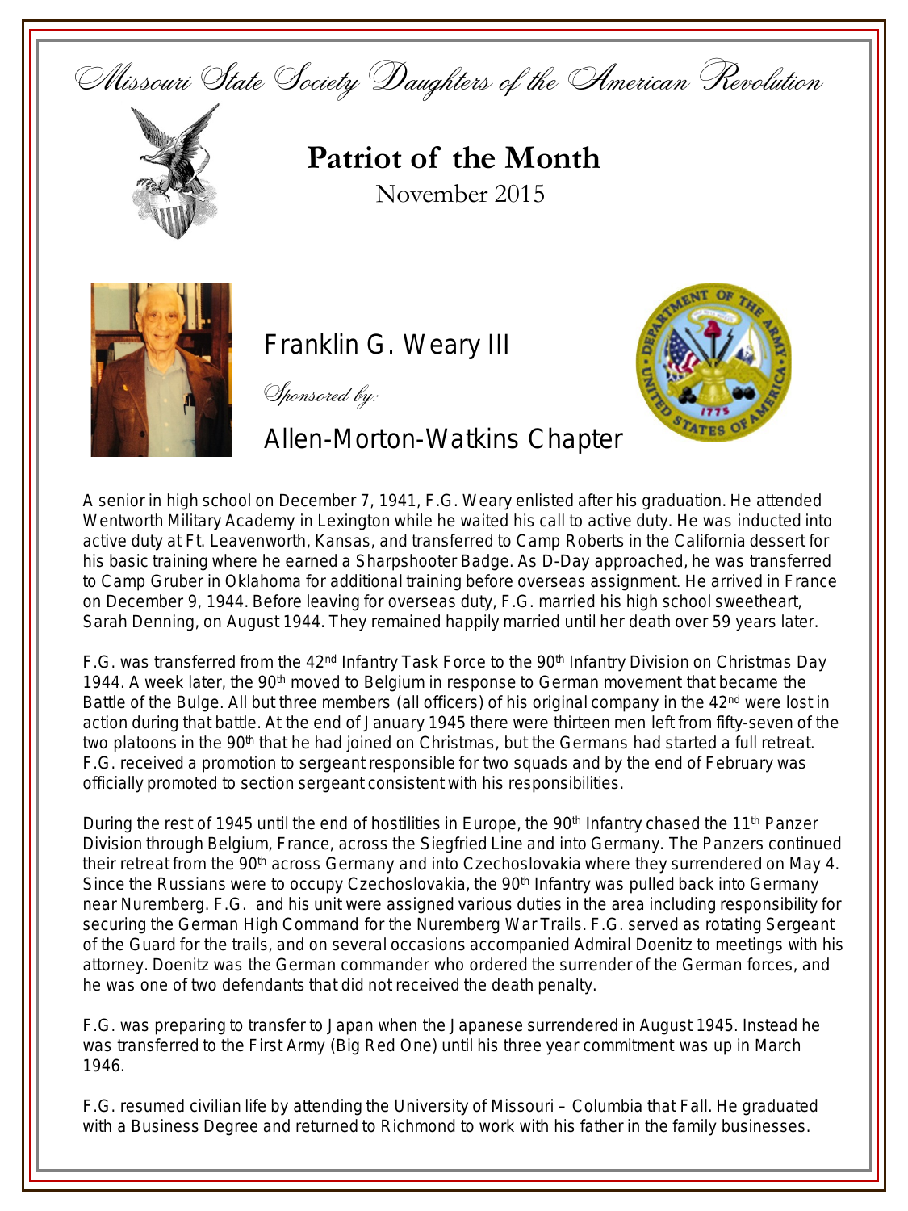Missouri State Society Daughters of the American Revolution

# Patriot of the Month

November 2015

## Franklin G. Weary III

*Sponsored by:*

## Allen-Morton-Watkins Chapter

A senior in high school on December 7, 1941, F.G. Weary enlisted after his graduation. He attended Wentworth Military Academy in Lexington while he waited his call to active duty. He was inducted into active duty at Ft. Leavenworth, Kansas, and transferred to Camp Roberts in the California dessert for his basic training where he earned a Sharpshooter Badge. As D-Day approached, he was transferred to Camp Gruber in Oklahoma for additional training before overseas assignment. He arrived in France on December 9, 1944. Before leaving for overseas duty, F.G. married his high school sweetheart, Sarah Denning, on August 1944. They remained happily married until her death over 59 years later.

F.G. was transferred from the 42nd Infantry Task Force to the 90th Infantry Division on Christmas Day 1944. A week later, the 90th moved to Belgium in response to German movement that became the Battle of the Bulge. All but three members (all officers) of his original company in the 42nd were lost in action during that battle. At the end of January 1945 there were thirteen men left from fifty-seven of the two platoons in the 90th that he had joined on Christmas, but the Germans had started a full retreat. F.G. received a promotion to sergeant responsible for two squads and by the end of February was officially promoted to section sergeant consistent with his responsibilities.

During the rest of 1945 until the end of hostilities in Europe, the 90th Infantry chased the 11th Panzer Division through Belgium, France, across the Siegfried Line and into Germany. The Panzers continued their retreat from the 90th across Germany and into Czechoslovakia where they surrendered on May 4. Since the Russians were to occupy Czechoslovakia, the 90th Infantry was pulled back into Germany near Nuremberg. F.G. and his unit were assigned various duties in the area including responsibility for securing the German High Command for the Nuremberg War Trails. F.G. served as rotating Sergeant of the Guard for the trails, and on several occasions accompanied Admiral Doenitz to meetings with his attorney. Doenitz was the German commander who ordered the surrender of the German forces, and he was one of two defendants that did not received the death penalty.

F.G. was preparing to transfer to Japan when the Japanese surrendered in August 1945. Instead he was transferred to the First Army (Big Red One) until his three year commitment was up in March 1946.

F.G. resumed civilian life by attending the University of Missouri – Columbia that Fall. He graduated with a Business Degree and returned to Richmond to work with his father in the family businesses.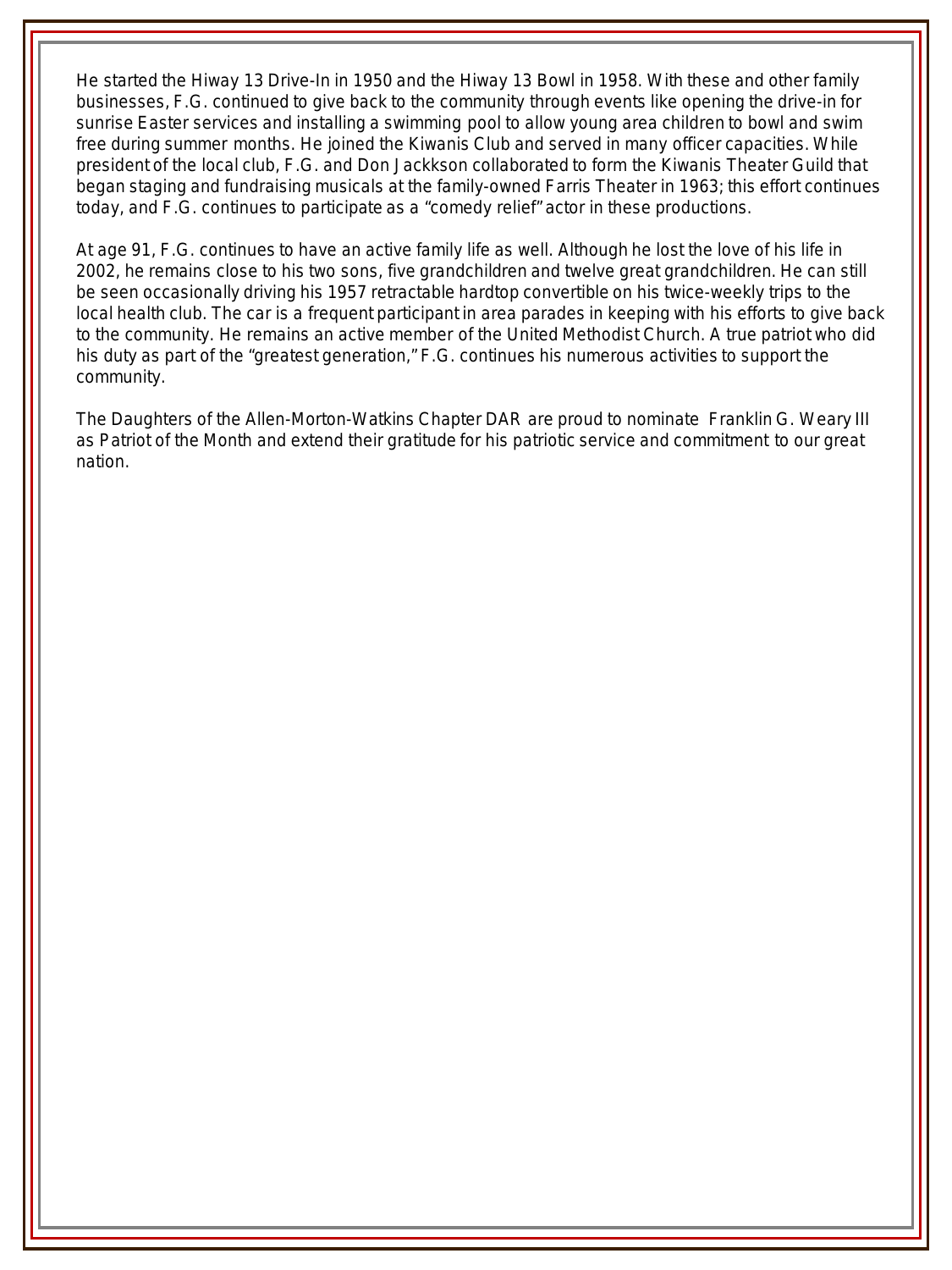He started the Hiway 13 Drive-In in 1950 and the Hiway 13 Bowl in 1958. With these and other family businesses, F.G. continued to give back to the community through events like opening the drive-in for sunrise Easter services and installing a swimming pool to allow young area children to bowl and swim free during summer months. He joined the Kiwanis Club and served in many officer capacities. While president of the local club, F.G. and Don Jackkson collaborated to form the Kiwanis Theater Guild that began staging and fundraising musicals at the family-owned Farris Theater in 1963; this effort continues today, and F.G. continues to participate as a "comedy relief" actor in these productions.

At age 91, F.G. continues to have an active family life as well. Although he lost the love of his life in 2002, he remains close to his two sons, five grandchildren and twelve great grandchildren. He can still be seen occasionally driving his 1957 retractable hardtop convertible on his twice-weekly trips to the local health club. The car is a frequent participant in area parades in keeping with his efforts to give back to the community. He remains an active member of the United Methodist Church. A true patriot who did his duty as part of the "greatest generation," F.G. continues his numerous activities to support the community.

The Daughters of the Allen-Morton-Watkins Chapter DAR are proud to nominate Franklin G. Weary III as Patriot of the Month and extend their gratitude for his patriotic service and commitment to our great nation.